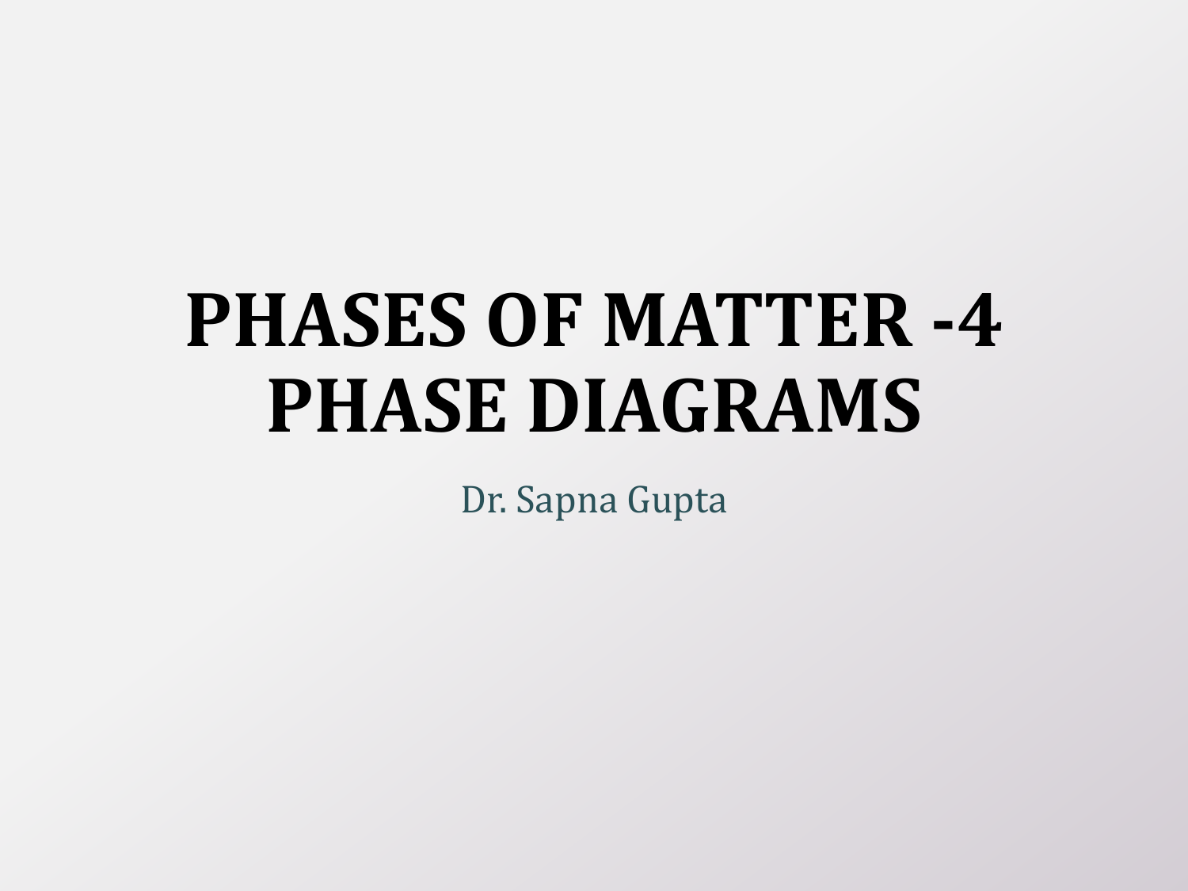# PHASES OF MATTER -4 PHASE DIAGRAMS

Dr. Sapna Gupta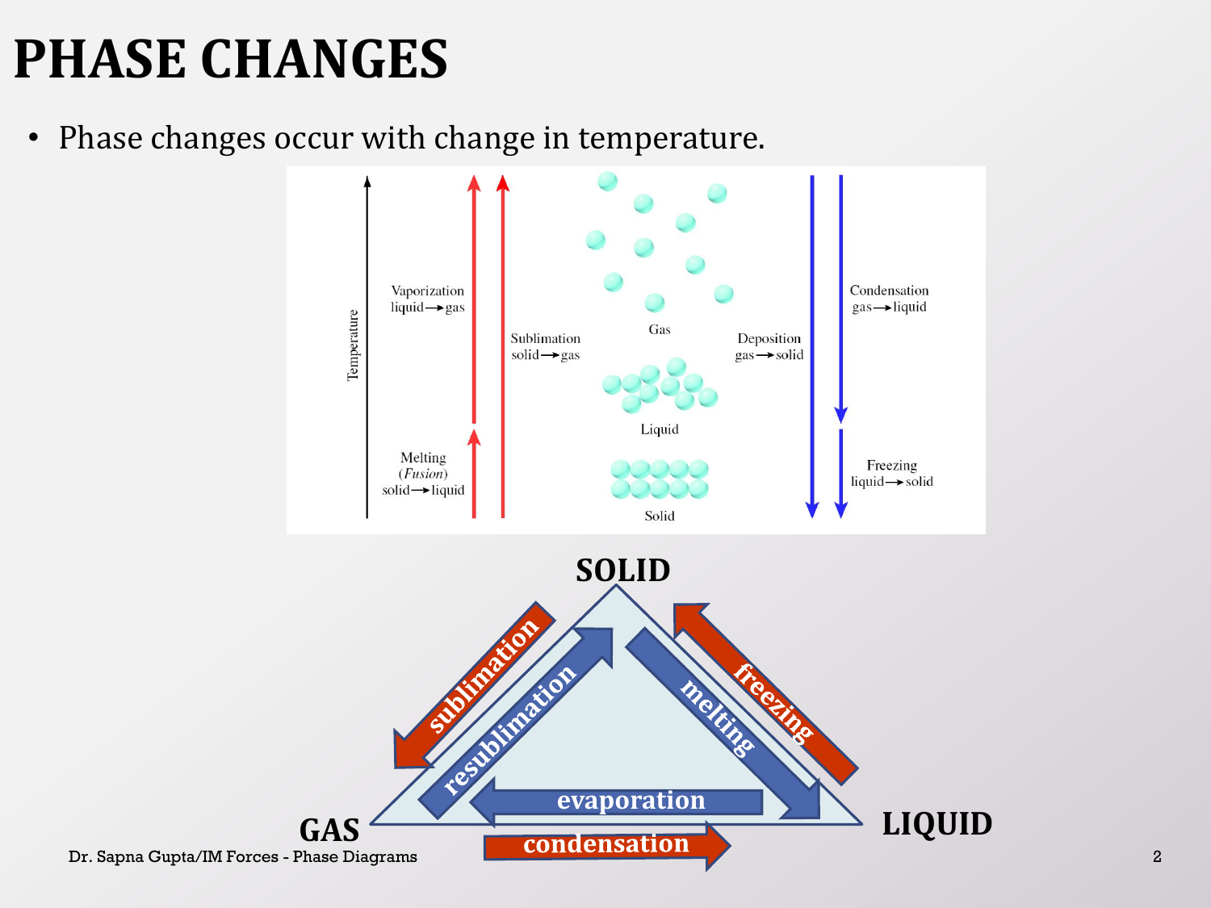# PHASE CHANGES

- Phase changes occur with change in temperature.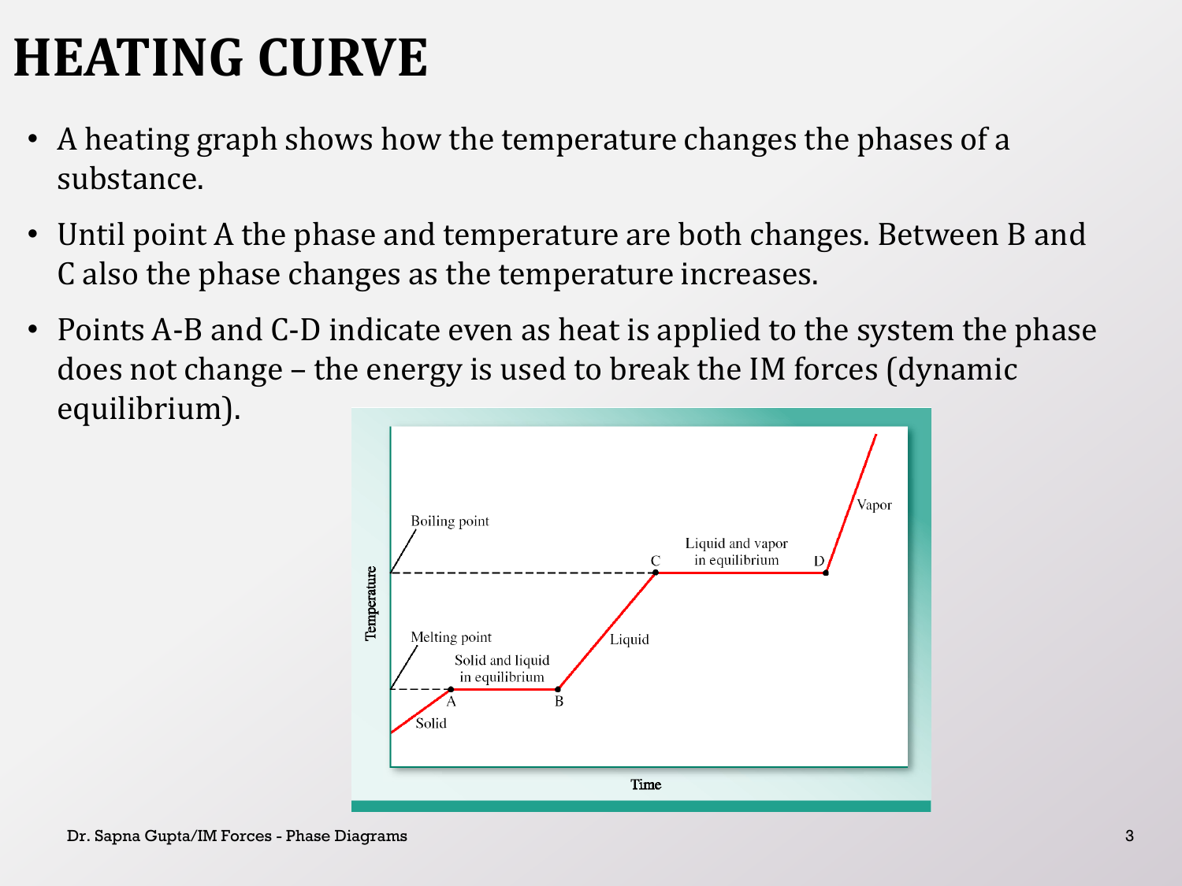# HEATING CURVE

- A heating graph shows how the temperature changes the phases of a substance.
- Until point A the phase and temperature are both changes. Between B and C also the phase changes as the temperature increases.
- Points A-B and C-D indicate even as heat is applied to the system the phase does not change – the energy is used to break the IM forces (dynamic equilibrium).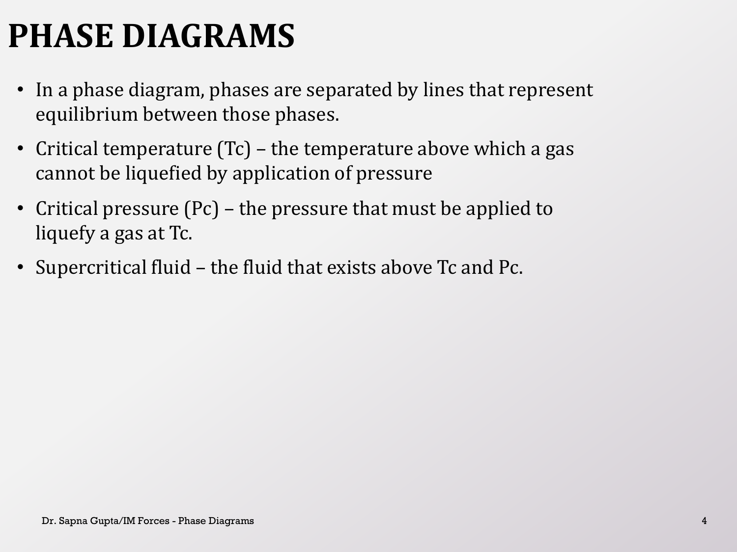# PHASE DIAGRAMS

- In a phase diagram, phases are separated by lines that represent equilibrium between those phases.
- Critical temperature (Tc) – the temperature above which a gas cannot be liquefied by application of pressure
- Critical pressure (Pc) – the pressure that must be applied to liquefy a gas at Tc.
- Supercritical fluid – the fluid that exists above Tc and Pc.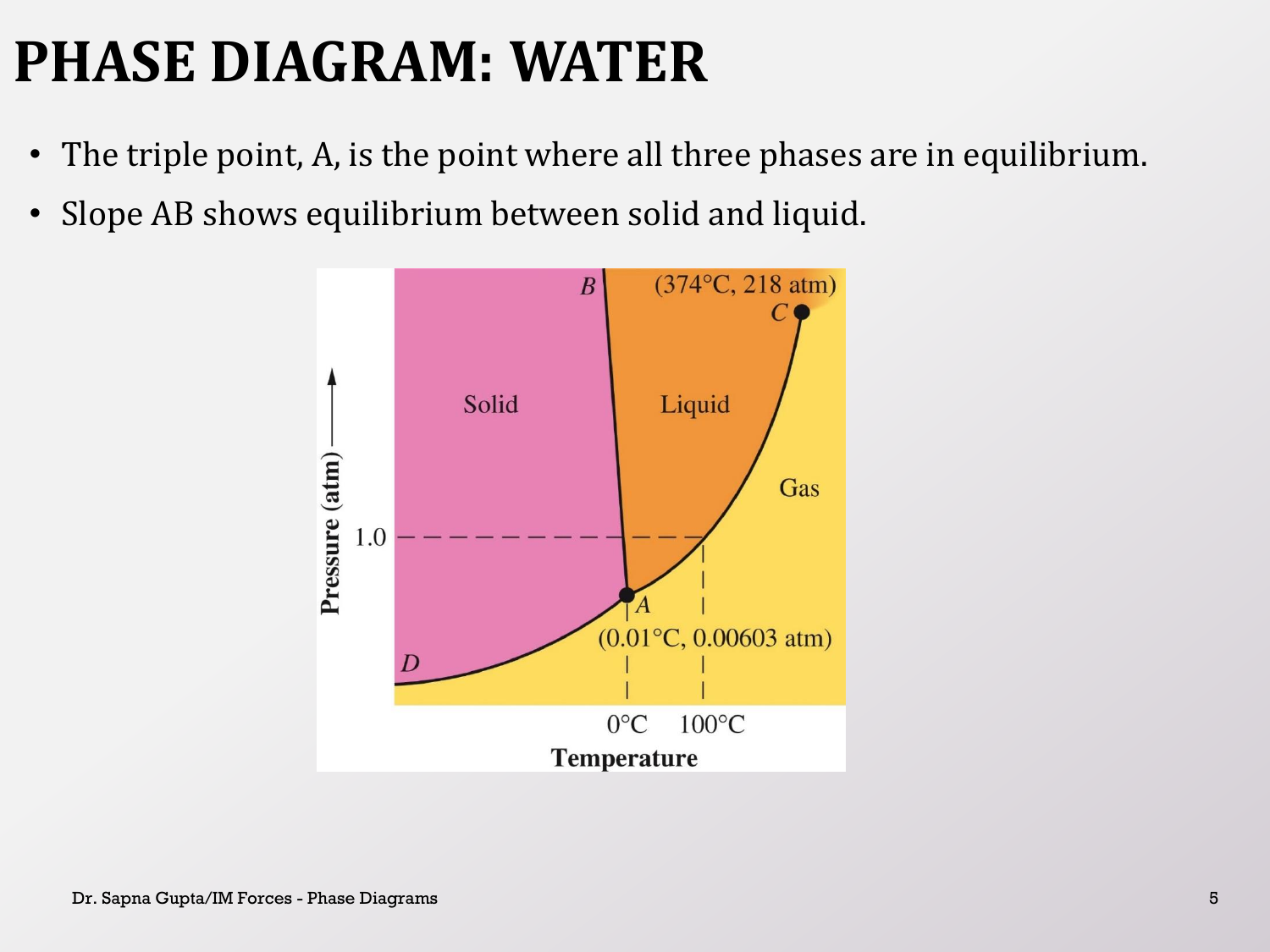# PHASE DIAGRAM: WATER

- The triple point, A, is the point where all three phases are in equilibrium.
- Slope AB shows equilibrium between solid and liquid.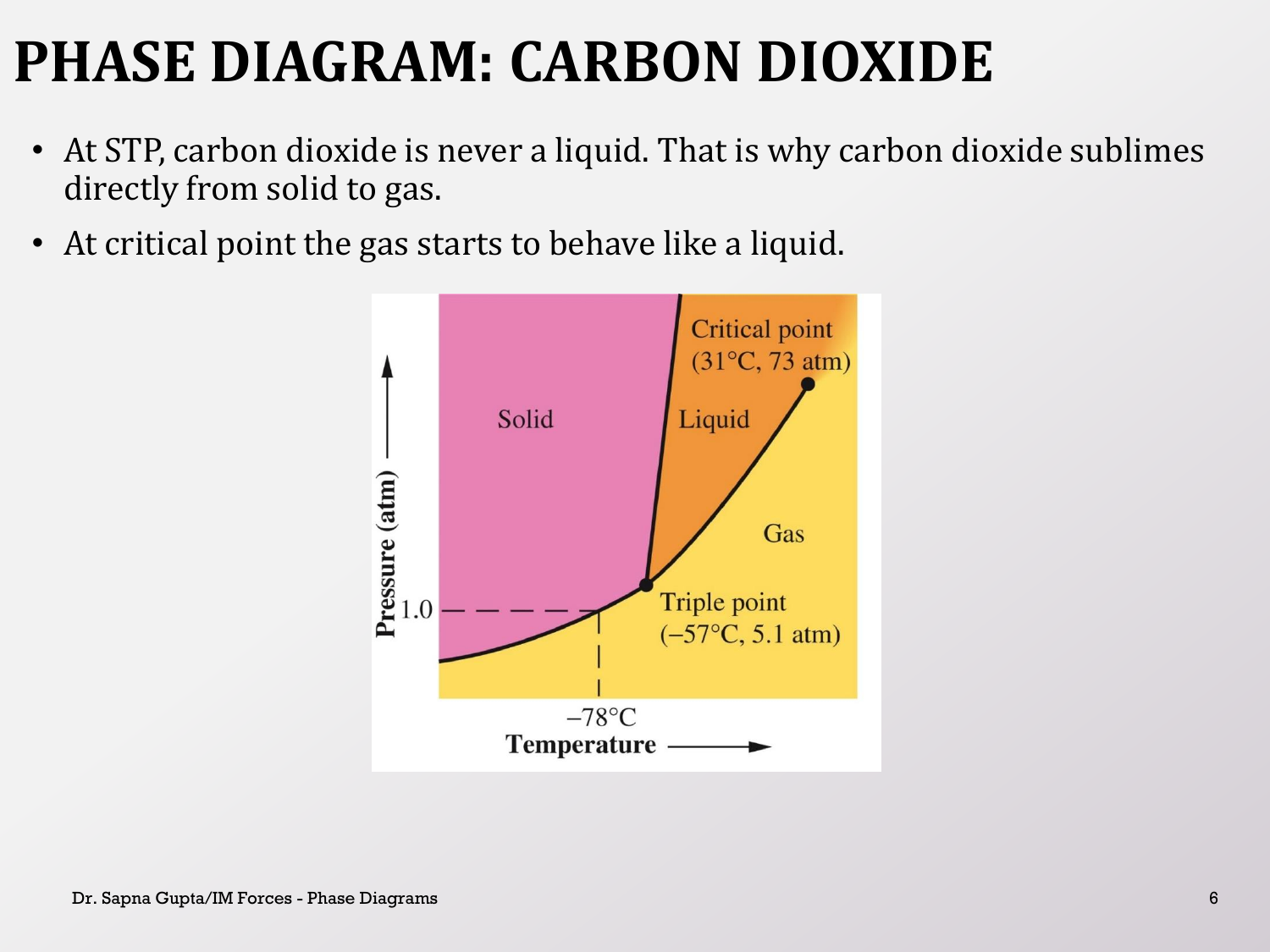# PHASE DIAGRAM: CARBON DIOXIDE

- At STP, carbon dioxide is never a liquid. That is why carbon dioxide sublimes directly from solid to gas.
- At critical point the gas starts to behave like a liquid.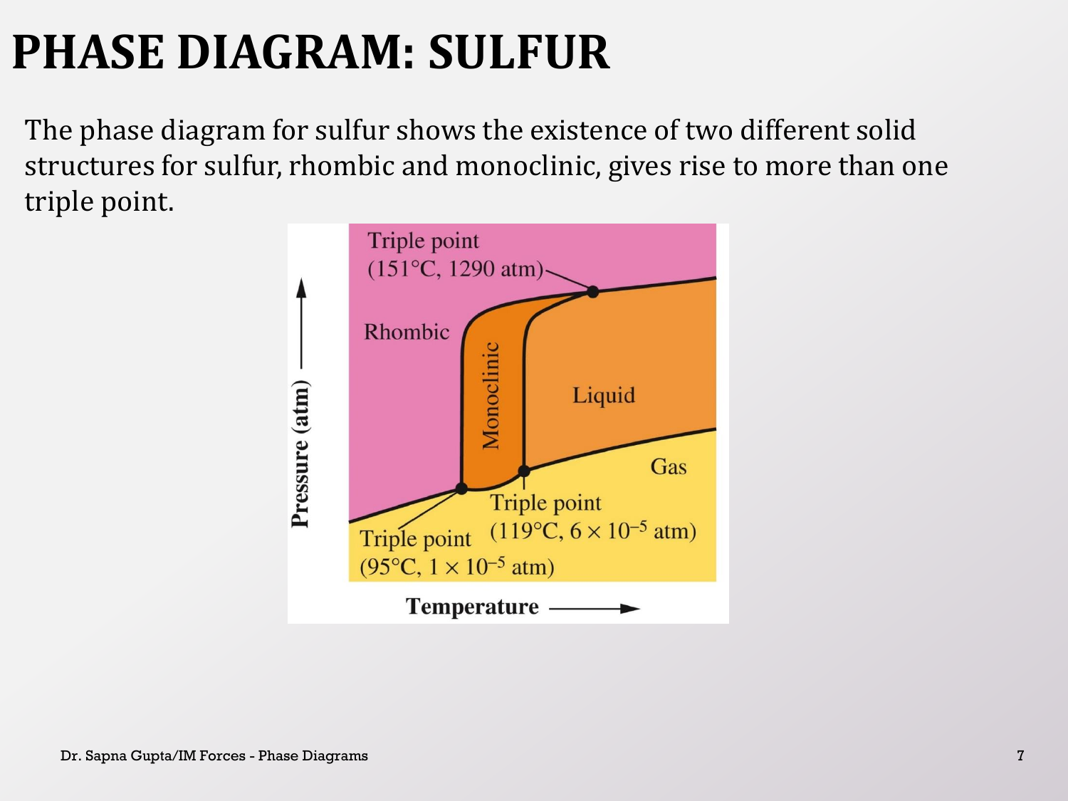# PHASE DIAGRAM: SULFUR

The phase diagram for sulfur shows the existence of two different solid structures for sulfur, rhombic and monoclinic, gives rise to more than one triple point.

Triple point (151°C, 1290 atm)

Rhombic

Monoclinic

Liquid

Gas

Triple point ($119°C$, $6 \times 10^{-5}$ atm)

Triple point ($95°C$, $1 \times 10^{-5}$ atm)

Pressure (atm)

Temperature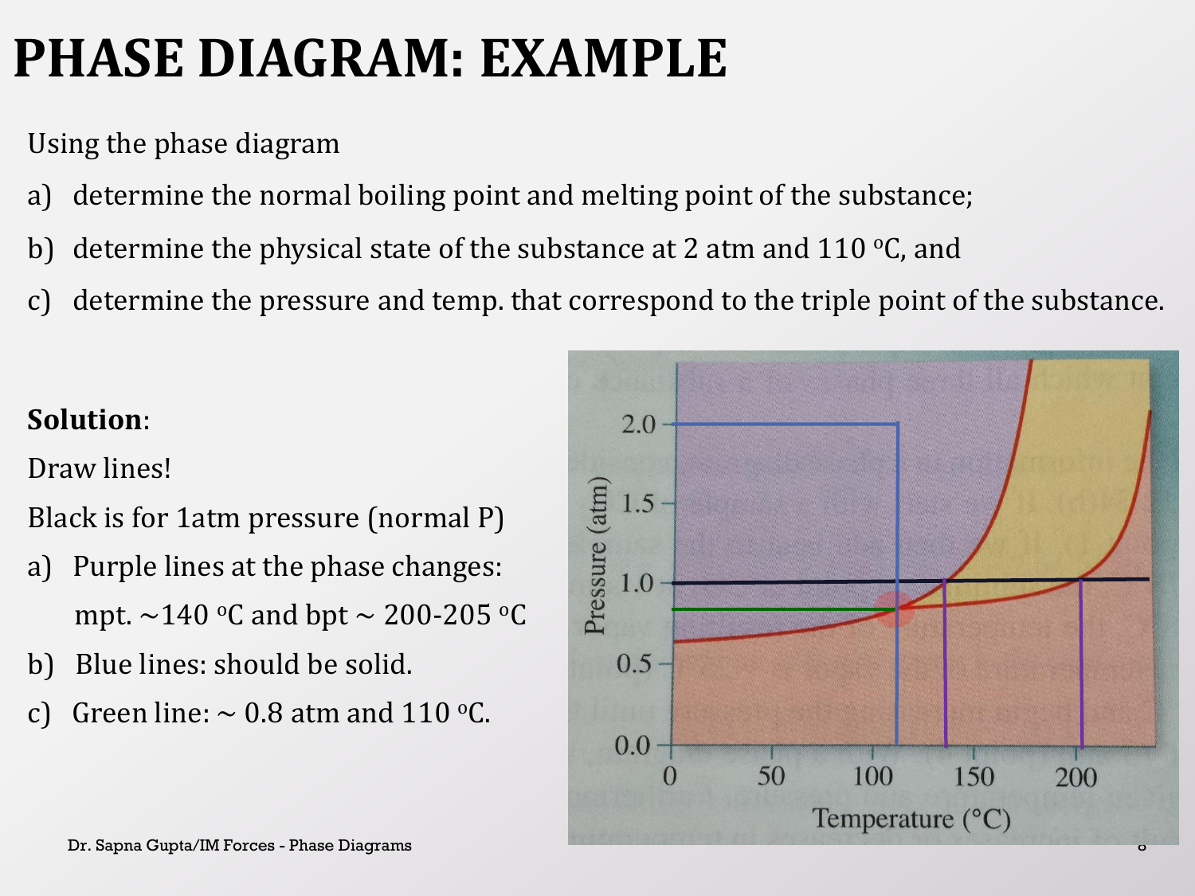# PHASE DIAGRAM: EXAMPLE

Using the phase diagram

a) determine the normal boiling point and melting point of the substance;

b) determine the physical state of the substance at 2 atm and 110 °C, and

c) determine the pressure and temp. that correspond to the triple point of the substance.

**Solution**:

Draw lines!

Black is for 1atm pressure (normal P)

a) Purple lines at the phase changes: mpt. ~140 °C and bpt ~ 200-205 °C

b) Blue lines: should be solid.

c) Green line: ~ 0.8 atm and 110 °C.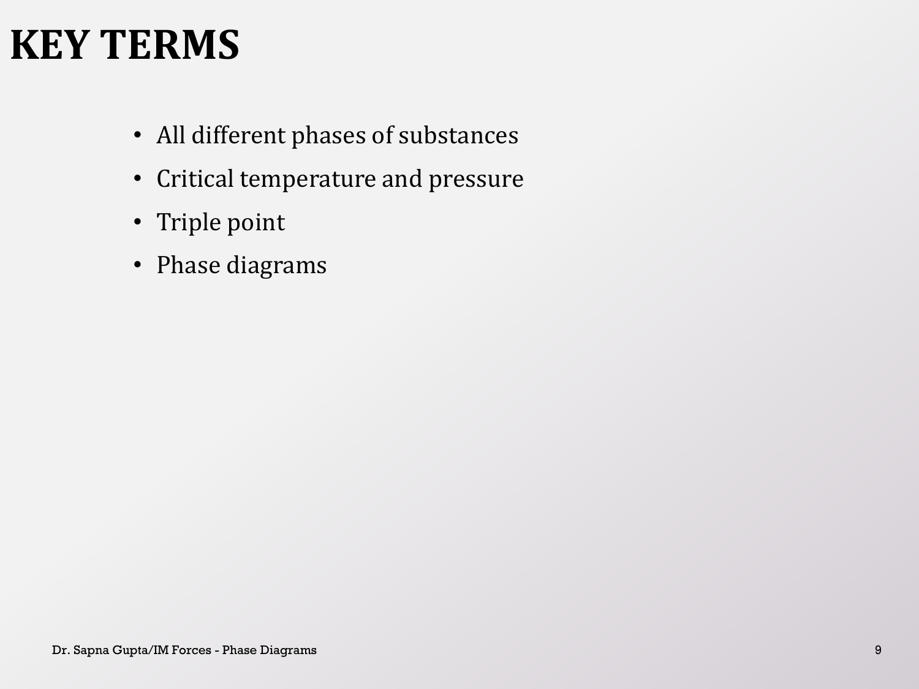# KEY TERMS

- All different phases of substances
- Critical temperature and pressure
- Triple point
- Phase diagrams